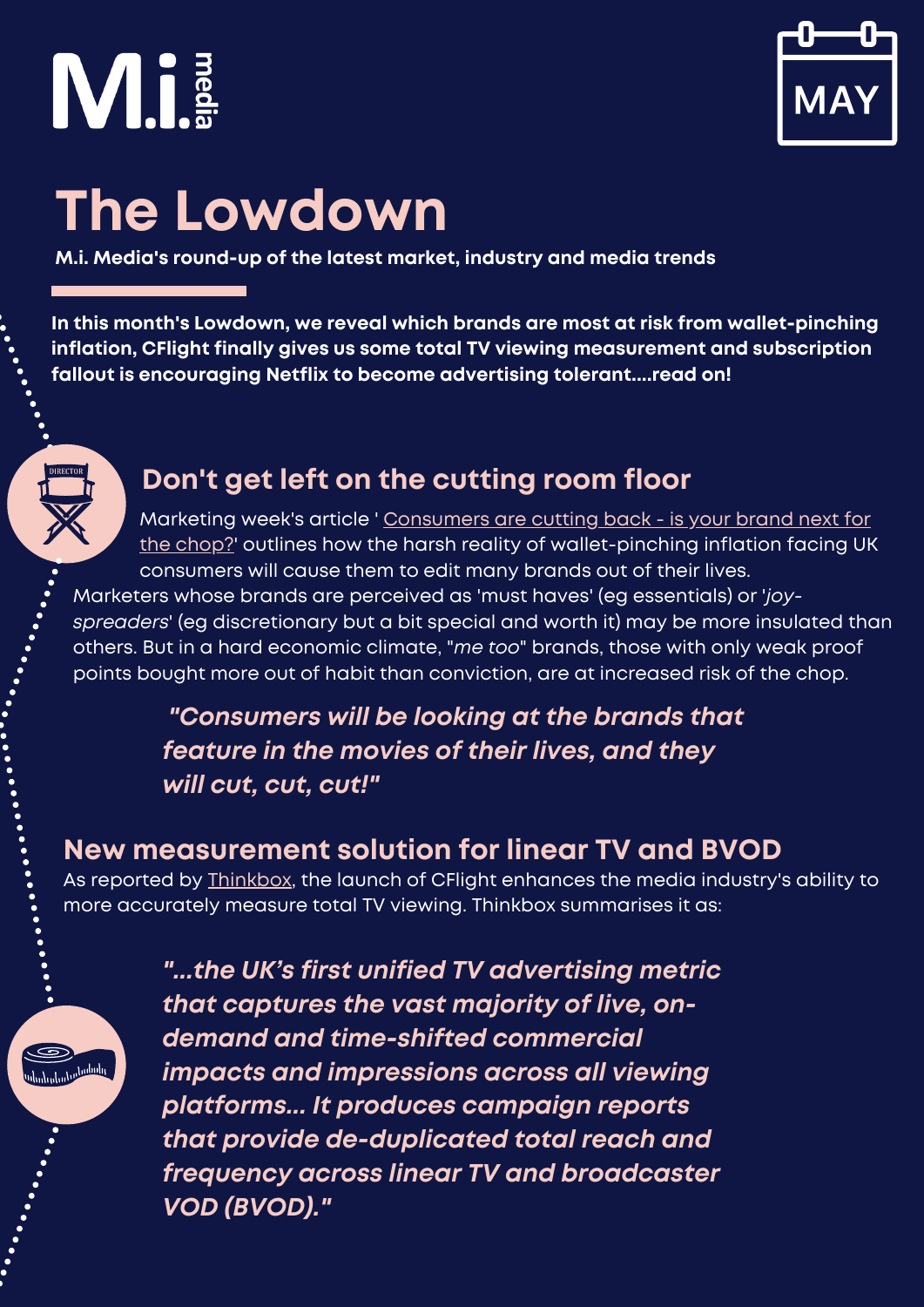M.i. media

MAY

# The Lowdown

**M.i. Media's round-up of the latest market, industry and media trends**

**In this month's Lowdown, we reveal which brands are most at risk from wallet-pinching inflation, CFlight finally gives us some total TV viewing measurement and subscription fallout is encouraging Netflix to become advertising tolerant....read on!**

## Don't get left on the cutting room floor

Marketing week's article ' Consumers are cutting back - is your brand next for the chop?' outlines how the harsh reality of wallet-pinching inflation facing UK consumers will cause them to edit many brands out of their lives. Marketers whose brands are perceived as 'must haves' (eg essentials) or '*joy-spreaders*' (eg discretionary but a bit special and worth it) may be more insulated than others. But in a hard economic climate, "*me too*" brands, those with only weak proof points bought more out of habit than conviction, are at increased risk of the chop.

> ***"Consumers will be looking at the brands that feature in the movies of their lives, and they will cut, cut, cut!"***

## New measurement solution for linear TV and BVOD

As reported by Thinkbox, the launch of CFlight enhances the media industry's ability to more accurately measure total TV viewing. Thinkbox summarises it as:

> ***"...the UK's first unified TV advertising metric that captures the vast majority of live, on-demand and time-shifted commercial impacts and impressions across all viewing platforms... It produces campaign reports that provide de-duplicated total reach and frequency across linear TV and broadcaster VOD (BVOD)."***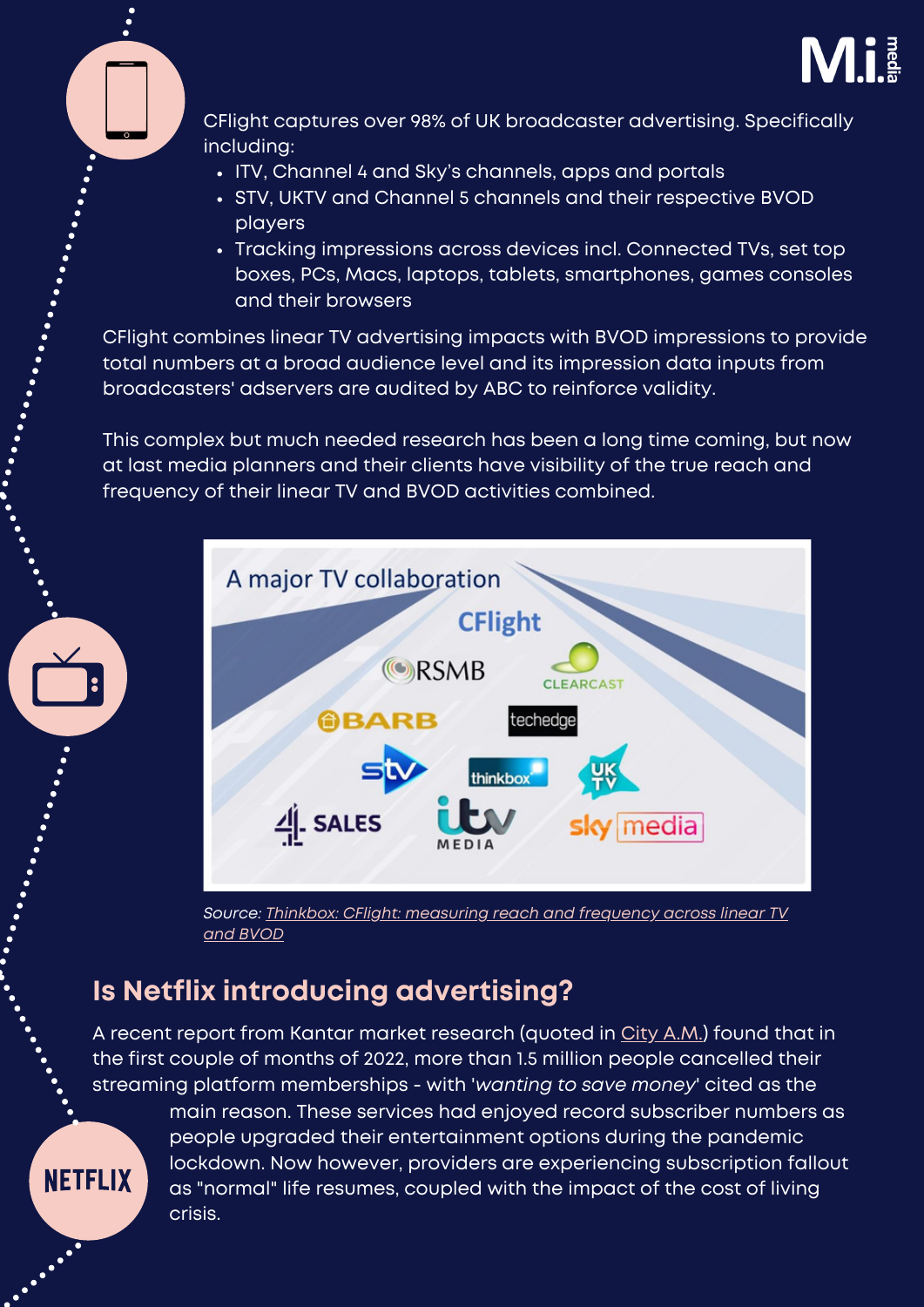CFlight captures over 98% of UK broadcaster advertising. Specifically including:

- ITV, Channel 4 and Sky's channels, apps and portals
- STV, UKTV and Channel 5 channels and their respective BVOD players
- Tracking impressions across devices incl. Connected TVs, set top boxes, PCs, Macs, laptops, tablets, smartphones, games consoles and their browsers

CFlight combines linear TV advertising impacts with BVOD impressions to provide total numbers at a broad audience level and its impression data inputs from broadcasters' adservers are audited by ABC to reinforce validity.

This complex but much needed research has been a long time coming, but now at last media planners and their clients have visibility of the true reach and frequency of their linear TV and BVOD activities combined.

*Source: Thinkbox: CFlight: measuring reach and frequency across linear TV and BVOD*

## Is Netflix introducing advertising?

A recent report from Kantar market research (quoted in City A.M.) found that in the first couple of months of 2022, more than 1.5 million people cancelled their streaming platform memberships - with '*wanting to save money*' cited as the main reason. These services had enjoyed record subscriber numbers as people upgraded their entertainment options during the pandemic lockdown. Now however, providers are experiencing subscription fallout as "normal" life resumes, coupled with the impact of the cost of living crisis.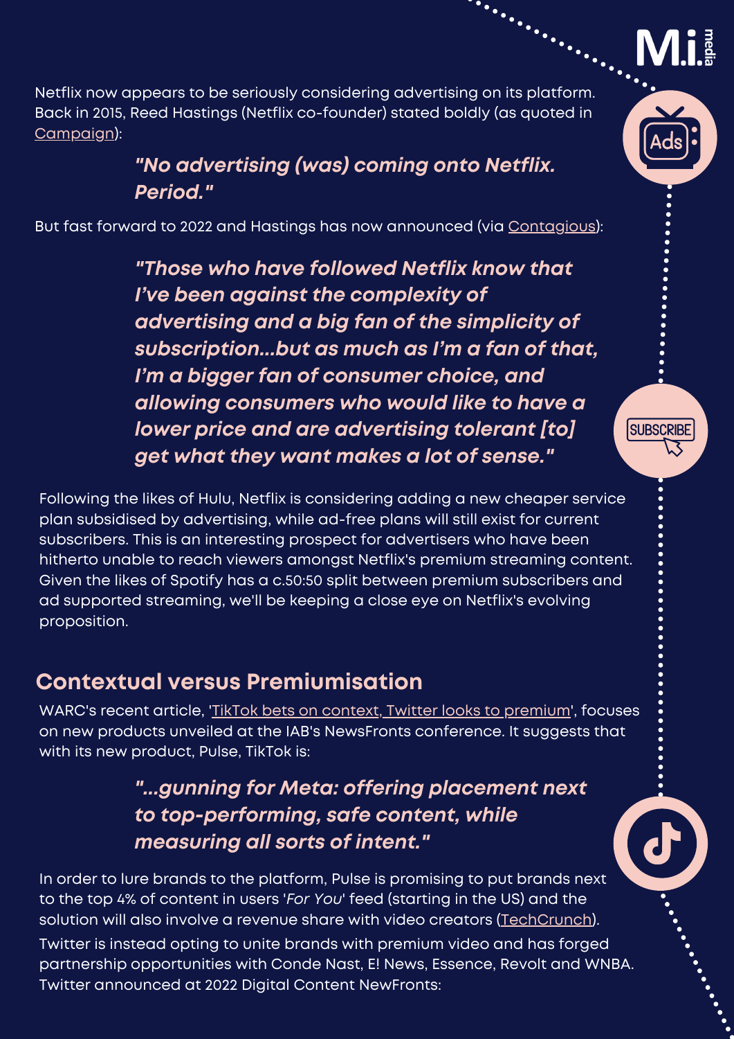Netflix now appears to be seriously considering advertising on its platform. Back in 2015, Reed Hastings (Netflix co-founder) stated boldly (as quoted in Campaign):

> ***"No advertising (was) coming onto Netflix. Period."***

But fast forward to 2022 and Hastings has now announced (via Contagious):

> ***"Those who have followed Netflix know that I've been against the complexity of advertising and a big fan of the simplicity of subscription...but as much as I'm a fan of that, I'm a bigger fan of consumer choice, and allowing consumers who would like to have a lower price and are advertising tolerant [to] get what they want makes a lot of sense."***

Following the likes of Hulu, Netflix is considering adding a new cheaper service plan subsidised by advertising, while ad-free plans will still exist for current subscribers. This is an interesting prospect for advertisers who have been hitherto unable to reach viewers amongst Netflix's premium streaming content. Given the likes of Spotify has a c.50:50 split between premium subscribers and ad supported streaming, we'll be keeping a close eye on Netflix's evolving proposition.

## Contextual versus Premiumisation

WARC's recent article, 'TikTok bets on context, Twitter looks to premium', focuses on new products unveiled at the IAB's NewsFronts conference. It suggests that with its new product, Pulse, TikTok is:

> ***"...gunning for Meta: offering placement next to top-performing, safe content, while measuring all sorts of intent."***

In order to lure brands to the platform, Pulse is promising to put brands next to the top 4% of content in users '*For You*' feed (starting in the US) and the solution will also involve a revenue share with video creators (TechCrunch).

Twitter is instead opting to unite brands with premium video and has forged partnership opportunities with Conde Nast, E! News, Essence, Revolt and WNBA. Twitter announced at 2022 Digital Content NewFronts: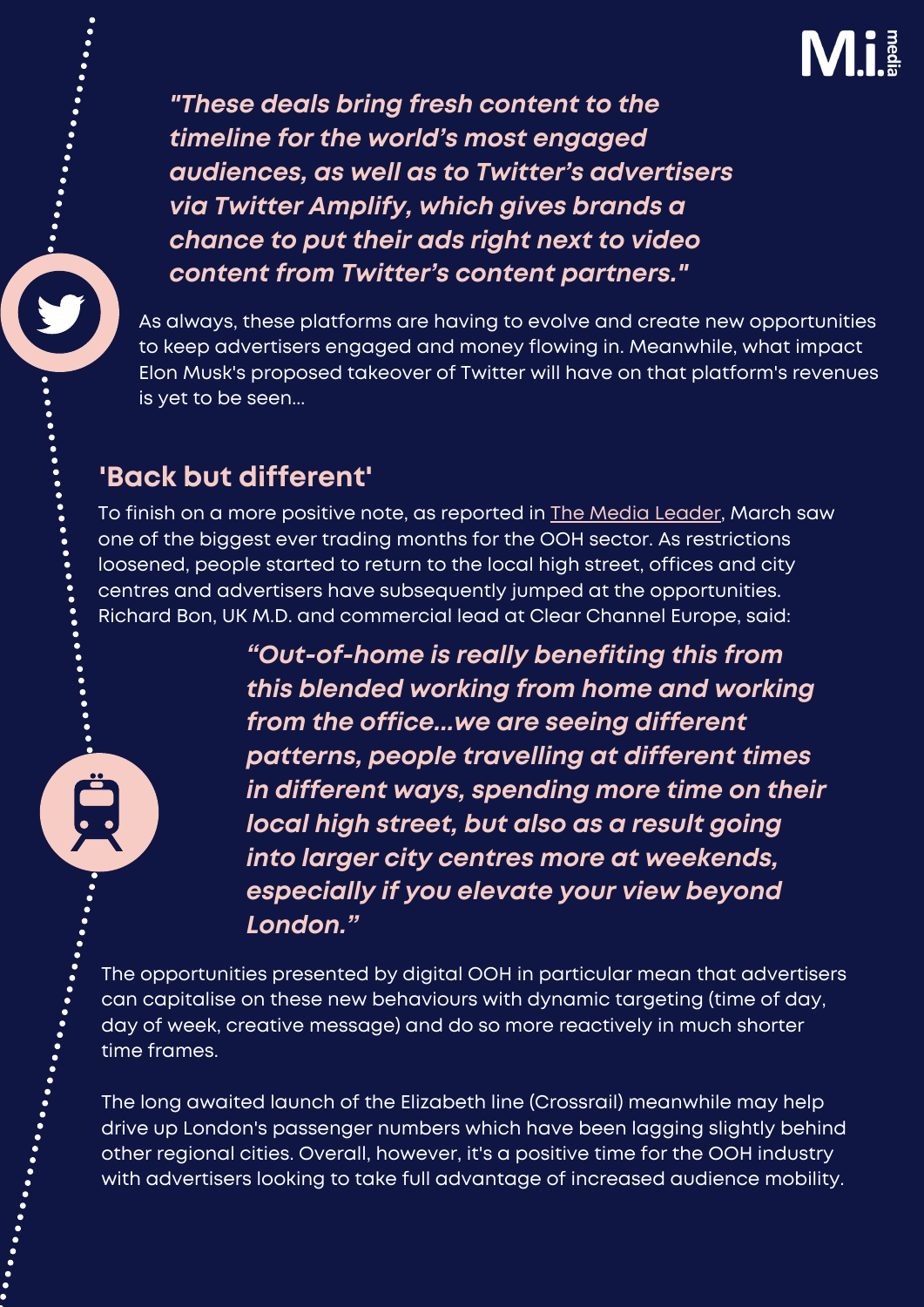*"These deals bring fresh content to the timeline for the world's most engaged audiences, as well as to Twitter's advertisers via Twitter Amplify, which gives brands a chance to put their ads right next to video content from Twitter's content partners."*

As always, these platforms are having to evolve and create new opportunities to keep advertisers engaged and money flowing in. Meanwhile, what impact Elon Musk's proposed takeover of Twitter will have on that platform's revenues is yet to be seen...

## 'Back but different'

To finish on a more positive note, as reported in The Media Leader, March saw one of the biggest ever trading months for the OOH sector. As restrictions loosened, people started to return to the local high street, offices and city centres and advertisers have subsequently jumped at the opportunities. Richard Bon, UK M.D. and commercial lead at Clear Channel Europe, said:

*"Out-of-home is really benefiting this from this blended working from home and working from the office...we are seeing different patterns, people travelling at different times in different ways, spending more time on their local high street, but also as a result going into larger city centres more at weekends, especially if you elevate your view beyond London."*

The opportunities presented by digital OOH in particular mean that advertisers can capitalise on these new behaviours with dynamic targeting (time of day, day of week, creative message) and do so more reactively in much shorter time frames.

The long awaited launch of the Elizabeth line (Crossrail) meanwhile may help drive up London's passenger numbers which have been lagging slightly behind other regional cities. Overall, however, it's a positive time for the OOH industry with advertisers looking to take full advantage of increased audience mobility.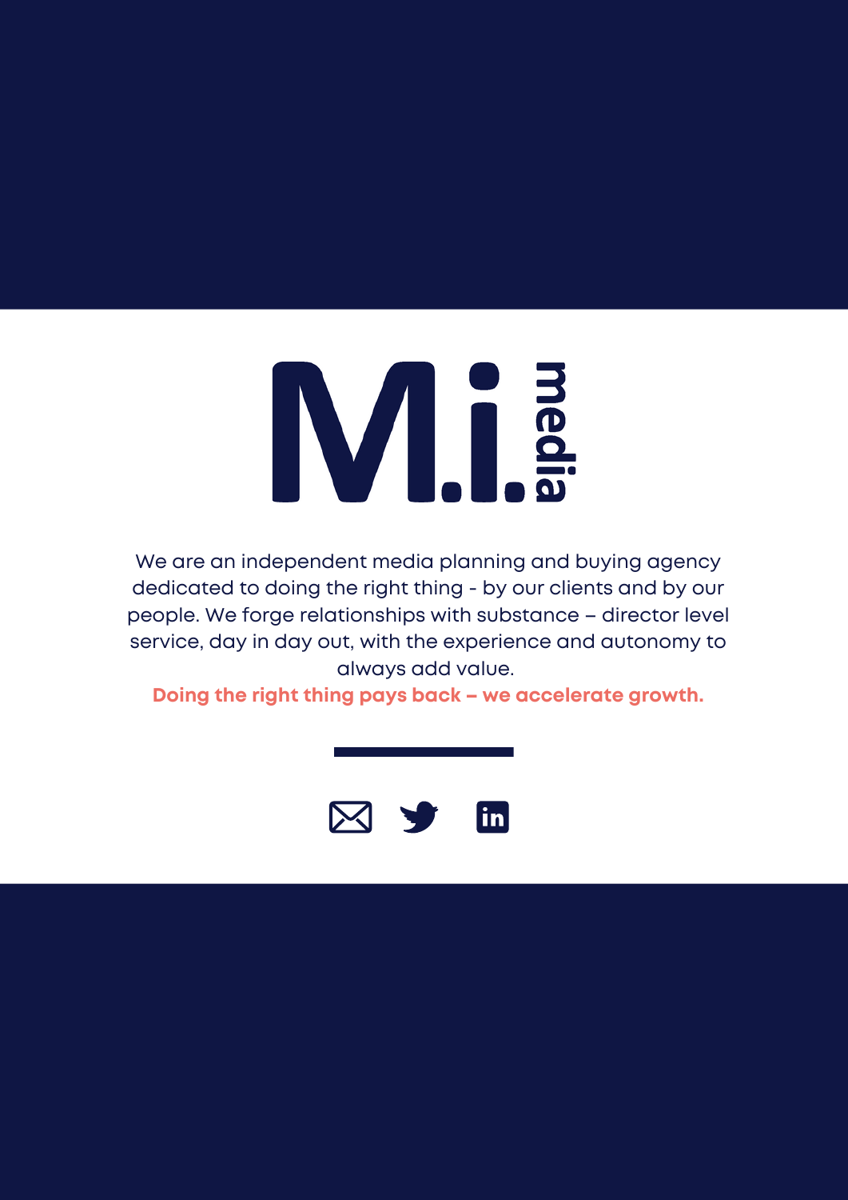# M.i. media

We are an independent media planning and buying agency dedicated to doing the right thing - by our clients and by our people. We forge relationships with substance – director level service, day in day out, with the experience and autonomy to always add value.

**Doing the right thing pays back – we accelerate growth.**